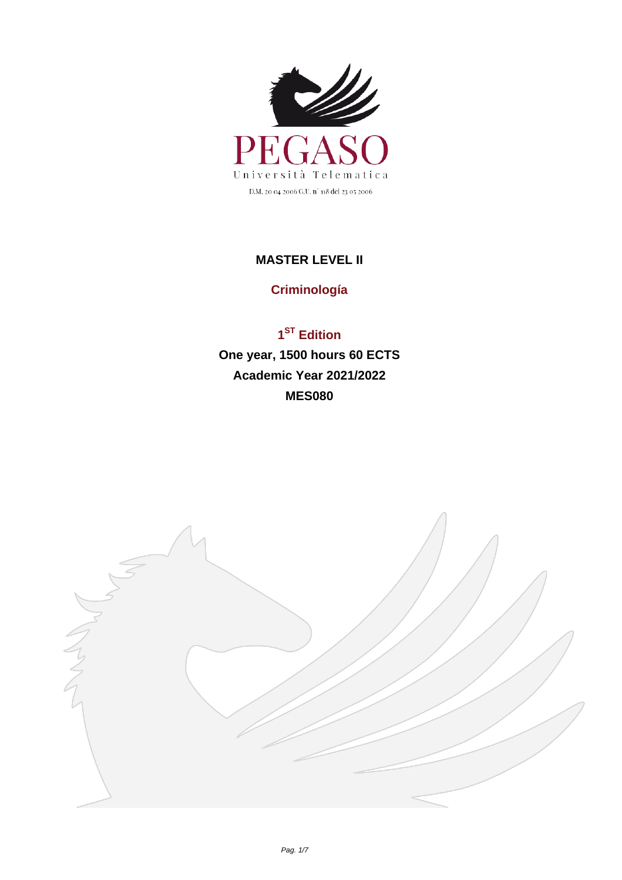PEGASO

Università Telematica

D.M. 20 04 2006 G.U. n° 118 del 23 05 2006

# MASTER LEVEL II

## Criminología

**1ST Edition**

**One year, 1500 hours 60 ECTS**

**Academic Year 2021/2022**

**MES080**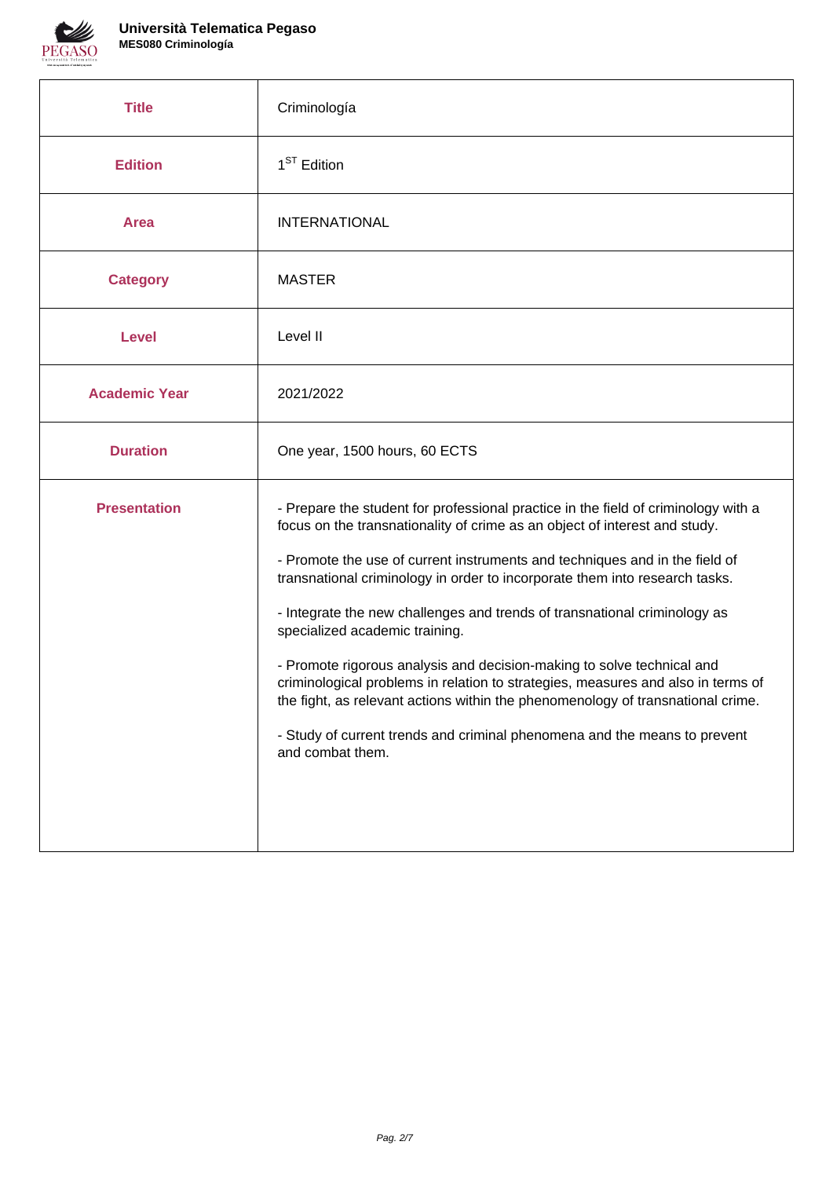| Title | Criminología |
|---|---|
| Edition | 1ST Edition |
| Area | INTERNATIONAL |
| Category | MASTER |
| Level | Level II |
| Academic Year | 2021/2022 |
| Duration | One year, 1500 hours, 60 ECTS |
| Presentation | - Prepare the student for professional practice in the field of criminology with a focus on the transnationality of crime as an object of interest and study.<br><br>- Promote the use of current instruments and techniques and in the field of transnational criminology in order to incorporate them into research tasks.<br><br>- Integrate the new challenges and trends of transnational criminology as specialized academic training.<br><br>- Promote rigorous analysis and decision-making to solve technical and criminological problems in relation to strategies, measures and also in terms of the fight, as relevant actions within the phenomenology of transnational crime.<br><br>- Study of current trends and criminal phenomena and the means to prevent and combat them. |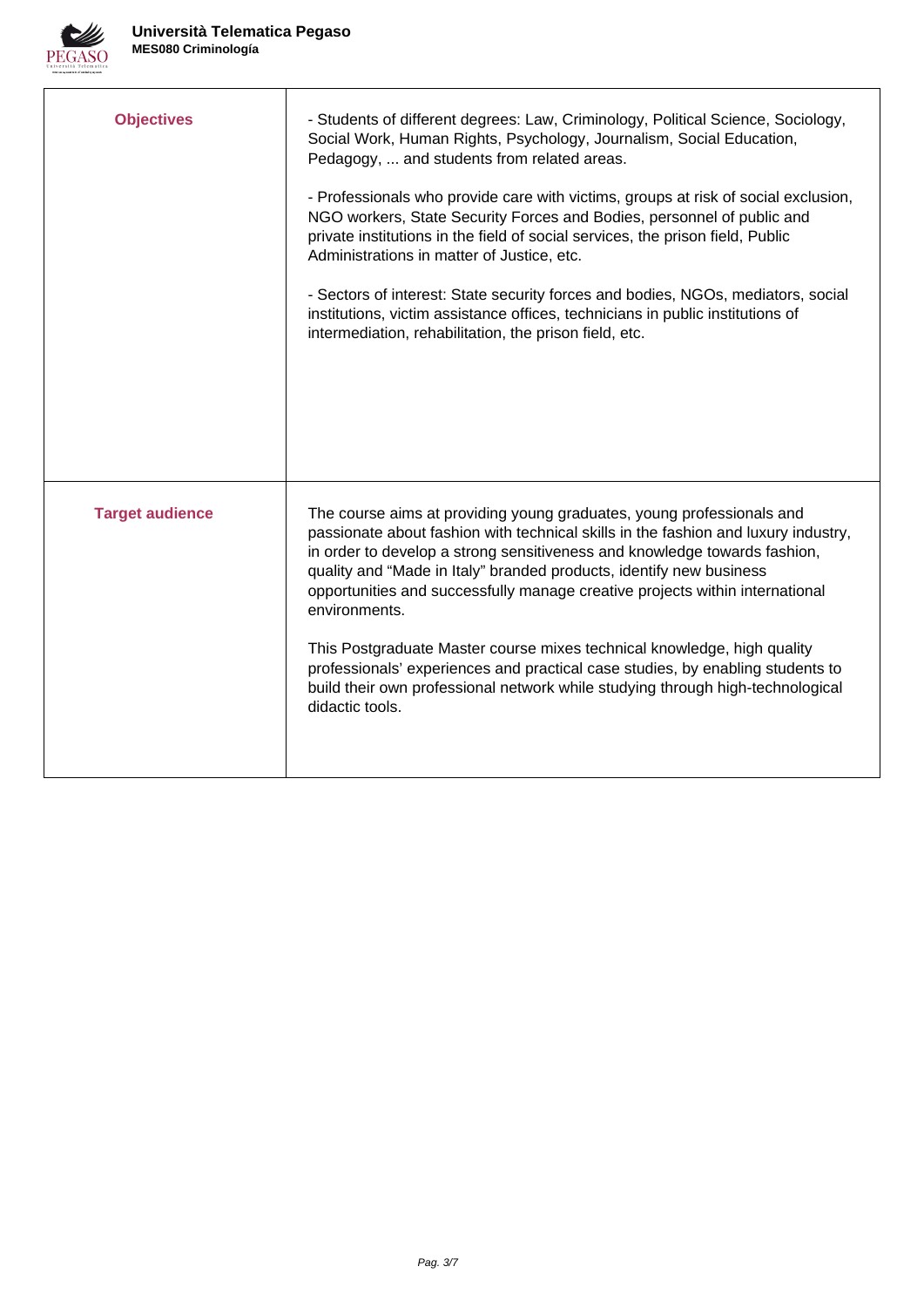| | |
|---|---|
| **Objectives** | - Students of different degrees: Law, Criminology, Political Science, Sociology, Social Work, Human Rights, Psychology, Journalism, Social Education, Pedagogy, ... and students from related areas.<br><br>- Professionals who provide care with victims, groups at risk of social exclusion, NGO workers, State Security Forces and Bodies, personnel of public and private institutions in the field of social services, the prison field, Public Administrations in matter of Justice, etc.<br><br>- Sectors of interest: State security forces and bodies, NGOs, mediators, social institutions, victim assistance offices, technicians in public institutions of intermediation, rehabilitation, the prison field, etc. |
| **Target audience** | The course aims at providing young graduates, young professionals and passionate about fashion with technical skills in the fashion and luxury industry, in order to develop a strong sensitiveness and knowledge towards fashion, quality and "Made in Italy" branded products, identify new business opportunities and successfully manage creative projects within international environments.<br><br>This Postgraduate Master course mixes technical knowledge, high quality professionals' experiences and practical case studies, by enabling students to build their own professional network while studying through high-technological didactic tools. |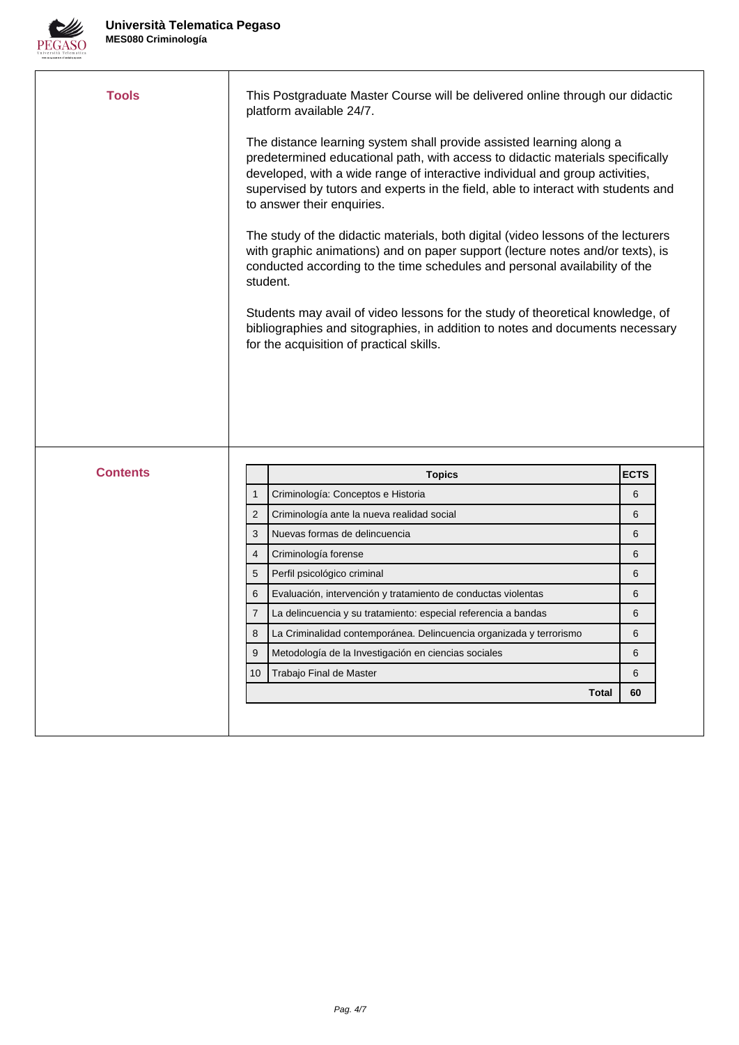## Tools

This Postgraduate Master Course will be delivered online through our didactic platform available 24/7.

The distance learning system shall provide assisted learning along a predetermined educational path, with access to didactic materials specifically developed, with a wide range of interactive individual and group activities, supervised by tutors and experts in the field, able to interact with students and to answer their enquiries.

The study of the didactic materials, both digital (video lessons of the lecturers with graphic animations) and on paper support (lecture notes and/or texts), is conducted according to the time schedules and personal availability of the student.

Students may avail of video lessons for the study of theoretical knowledge, of bibliographies and sitographies, in addition to notes and documents necessary for the acquisition of practical skills.

## Contents

| | Topics | ECTS |
|---|---|---|
| 1 | Criminología: Conceptos e Historia | 6 |
| 2 | Criminología ante la nueva realidad social | 6 |
| 3 | Nuevas formas de delincuencia | 6 |
| 4 | Criminología forense | 6 |
| 5 | Perfil psicológico criminal | 6 |
| 6 | Evaluación, intervención y tratamiento de conductas violentas | 6 |
| 7 | La delincuencia y su tratamiento: especial referencia a bandas | 6 |
| 8 | La Criminalidad contemporánea. Delincuencia organizada y terrorismo | 6 |
| 9 | Metodología de la Investigación en ciencias sociales | 6 |
| 10 | Trabajo Final de Master | 6 |
| | **Total** | **60** |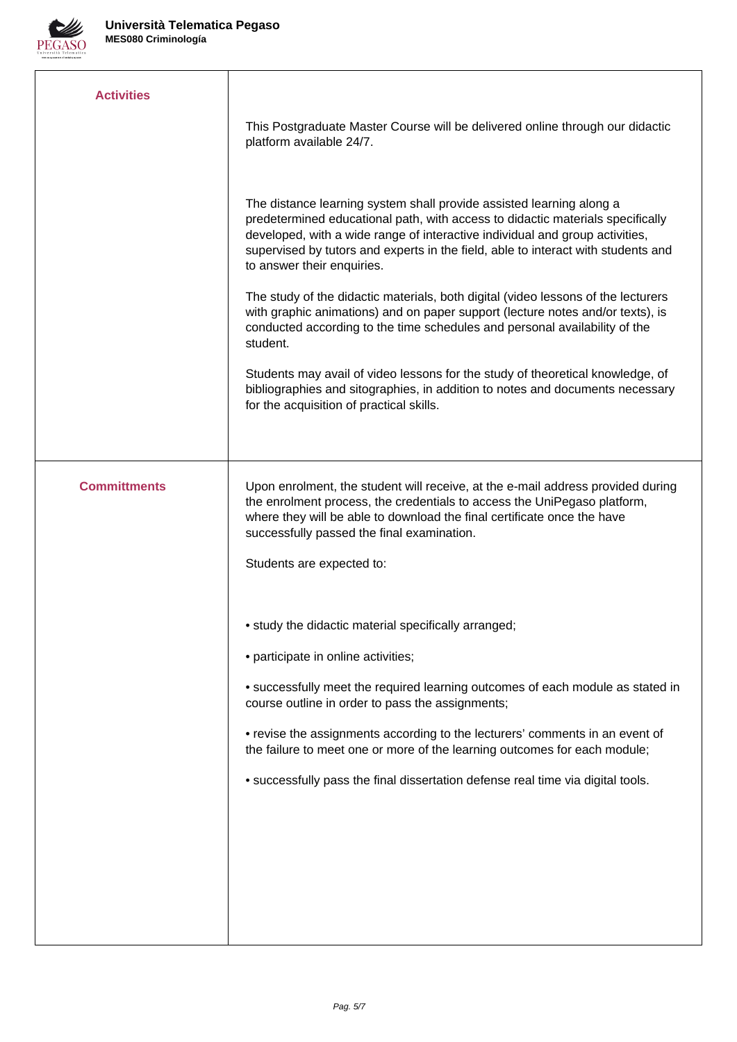| | |
|---|---|
| **Activities** | This Postgraduate Master Course will be delivered online through our didactic platform available 24/7.<br><br>The distance learning system shall provide assisted learning along a predetermined educational path, with access to didactic materials specifically developed, with a wide range of interactive individual and group activities, supervised by tutors and experts in the field, able to interact with students and to answer their enquiries.<br><br>The study of the didactic materials, both digital (video lessons of the lecturers with graphic animations) and on paper support (lecture notes and/or texts), is conducted according to the time schedules and personal availability of the student.<br><br>Students may avail of video lessons for the study of theoretical knowledge, of bibliographies and sitographies, in addition to notes and documents necessary for the acquisition of practical skills. |
| **Committments** | Upon enrolment, the student will receive, at the e-mail address provided during the enrolment process, the credentials to access the UniPegaso platform, where they will be able to download the final certificate once the have successfully passed the final examination.<br><br>Students are expected to:<br><br>• study the didactic material specifically arranged;<br><br>• participate in online activities;<br><br>• successfully meet the required learning outcomes of each module as stated in course outline in order to pass the assignments;<br><br>• revise the assignments according to the lecturers' comments in an event of the failure to meet one or more of the learning outcomes for each module;<br><br>• successfully pass the final dissertation defense real time via digital tools. |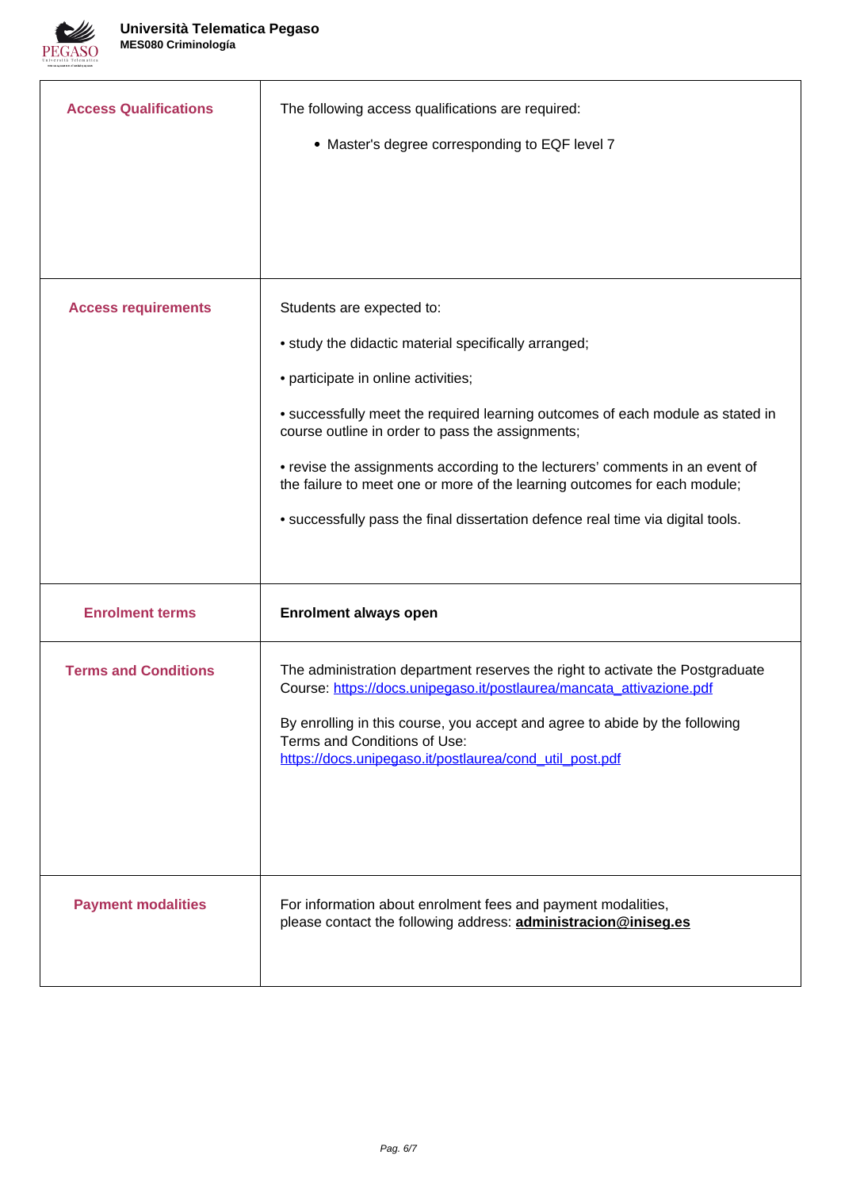| | |
|---|---|
| **Access Qualifications** | The following access qualifications are required:<br><br>• Master's degree corresponding to EQF level 7 |
| **Access requirements** | Students are expected to:<br><br>• study the didactic material specifically arranged;<br><br>• participate in online activities;<br><br>• successfully meet the required learning outcomes of each module as stated in course outline in order to pass the assignments;<br><br>• revise the assignments according to the lecturers' comments in an event of the failure to meet one or more of the learning outcomes for each module;<br><br>• successfully pass the final dissertation defence real time via digital tools. |
| **Enrolment terms** | **Enrolment always open** |
| **Terms and Conditions** | The administration department reserves the right to activate the Postgraduate Course: https://docs.unipegaso.it/postlaurea/mancata_attivazione.pdf<br><br>By enrolling in this course, you accept and agree to abide by the following Terms and Conditions of Use: https://docs.unipegaso.it/postlaurea/cond_util_post.pdf |
| **Payment modalities** | For information about enrolment fees and payment modalities, please contact the following address: **administracion@iniseg.es** |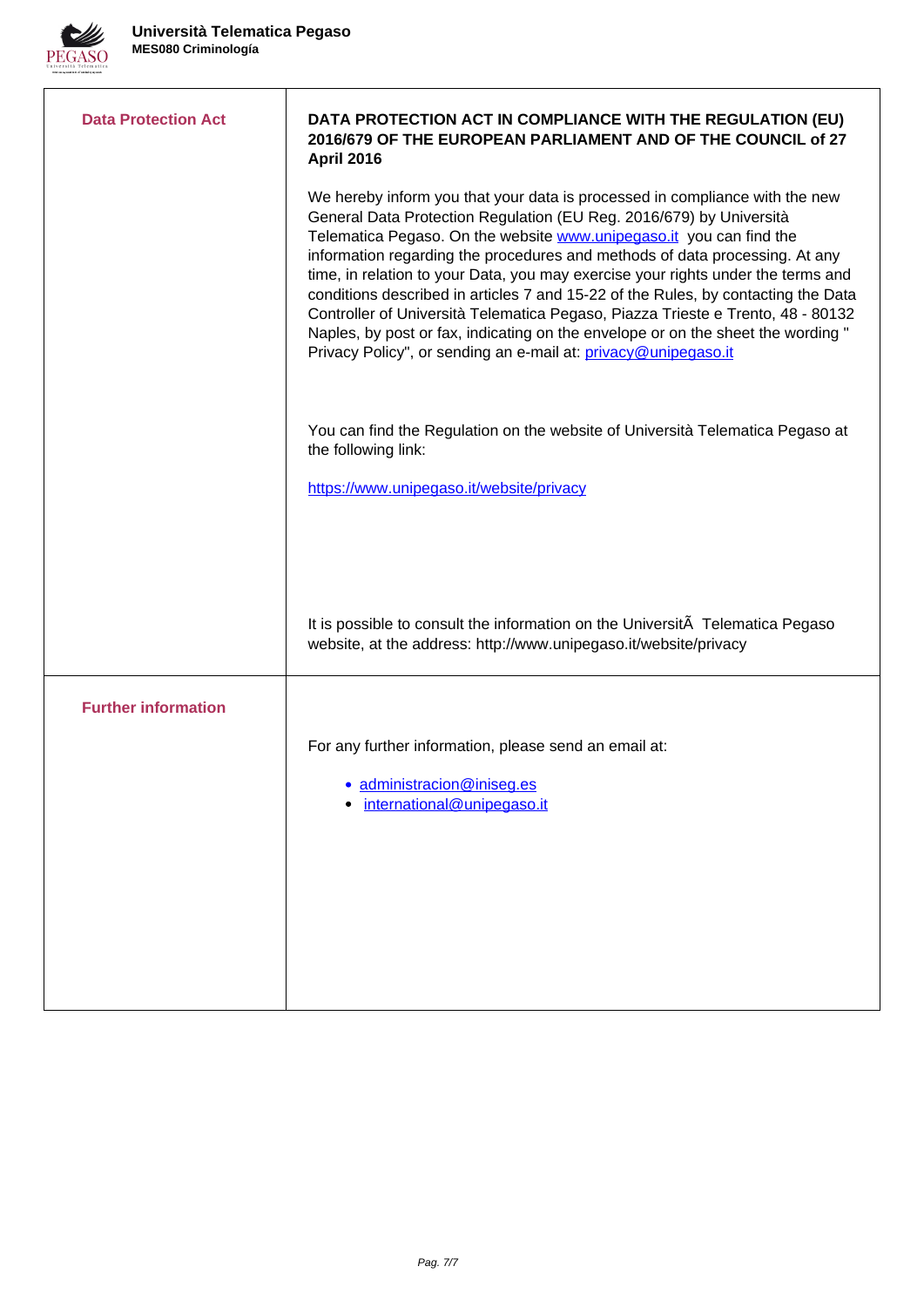| | |
|---|---|
| **Data Protection Act** | **DATA PROTECTION ACT IN COMPLIANCE WITH THE REGULATION (EU) 2016/679 OF THE EUROPEAN PARLIAMENT AND OF THE COUNCIL of 27 April 2016**<br><br>We hereby inform you that your data is processed in compliance with the new General Data Protection Regulation (EU Reg. 2016/679) by Università Telematica Pegaso. On the website www.unipegaso.it you can find the information regarding the procedures and methods of data processing. At any time, in relation to your Data, you may exercise your rights under the terms and conditions described in articles 7 and 15-22 of the Rules, by contacting the Data Controller of Università Telematica Pegaso, Piazza Trieste e Trento, 48 - 80132 Naples, by post or fax, indicating on the envelope or on the sheet the wording " Privacy Policy", or sending an e-mail at: privacy@unipegaso.it<br><br>You can find the Regulation on the website of Università Telematica Pegaso at the following link:<br><br>https://www.unipegaso.it/website/privacy<br><br>It is possible to consult the information on the UniversitÃ  Telematica Pegaso website, at the address: http://www.unipegaso.it/website/privacy |
| **Further information** | For any further information, please send an email at:<br><br>• administracion@iniseg.es<br>• international@unipegaso.it |